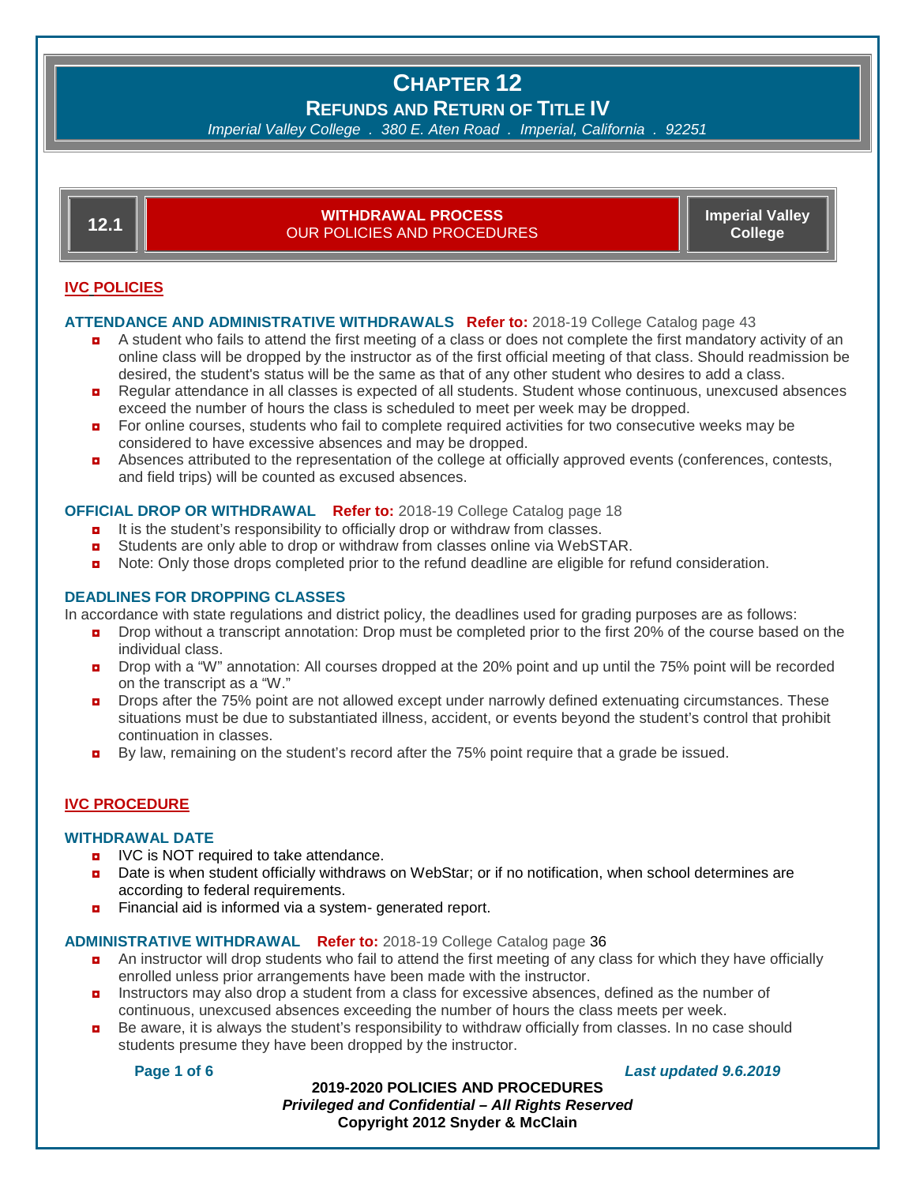# CHAPTER 12

## REFUNDS AND RETURN OF TITLE IV

*Imperial Valley College . 380 E. Aten Road . Imperial, California . 92251*

## 12.1 WITHDRAWAL PROCESS — OUR POLICIES AND PROCEDURES — Imperial Valley College

### IVC POLICIES

**ATTENDANCE AND ADMINISTRATIVE WITHDRAWALS** **Refer to:** 2018-19 College Catalog page 43

- A student who fails to attend the first meeting of a class or does not complete the first mandatory activity of an online class will be dropped by the instructor as of the first official meeting of that class. Should readmission be desired, the student's status will be the same as that of any other student who desires to add a class.
- Regular attendance in all classes is expected of all students. Student whose continuous, unexcused absences exceed the number of hours the class is scheduled to meet per week may be dropped.
- For online courses, students who fail to complete required activities for two consecutive weeks may be considered to have excessive absences and may be dropped.
- Absences attributed to the representation of the college at officially approved events (conferences, contests, and field trips) will be counted as excused absences.

**OFFICIAL DROP OR WITHDRAWAL** **Refer to:** 2018-19 College Catalog page 18

- It is the student's responsibility to officially drop or withdraw from classes.
- Students are only able to drop or withdraw from classes online via WebSTAR.
- Note: Only those drops completed prior to the refund deadline are eligible for refund consideration.

**DEADLINES FOR DROPPING CLASSES**

In accordance with state regulations and district policy, the deadlines used for grading purposes are as follows:

- Drop without a transcript annotation: Drop must be completed prior to the first 20% of the course based on the individual class.
- Drop with a "W" annotation: All courses dropped at the 20% point and up until the 75% point will be recorded on the transcript as a "W."
- Drops after the 75% point are not allowed except under narrowly defined extenuating circumstances. These situations must be due to substantiated illness, accident, or events beyond the student's control that prohibit continuation in classes.
- By law, remaining on the student's record after the 75% point require that a grade be issued.

### IVC PROCEDURE

**WITHDRAWAL DATE**

- IVC is NOT required to take attendance.
- Date is when student officially withdraws on WebStar; or if no notification, when school determines are according to federal requirements.
- Financial aid is informed via a system- generated report.

**ADMINISTRATIVE WITHDRAWAL** **Refer to:** 2018-19 College Catalog page 36

- An instructor will drop students who fail to attend the first meeting of any class for which they have officially enrolled unless prior arrangements have been made with the instructor.
- Instructors may also drop a student from a class for excessive absences, defined as the number of continuous, unexcused absences exceeding the number of hours the class meets per week.
- Be aware, it is always the student's responsibility to withdraw officially from classes. In no case should students presume they have been dropped by the instructor.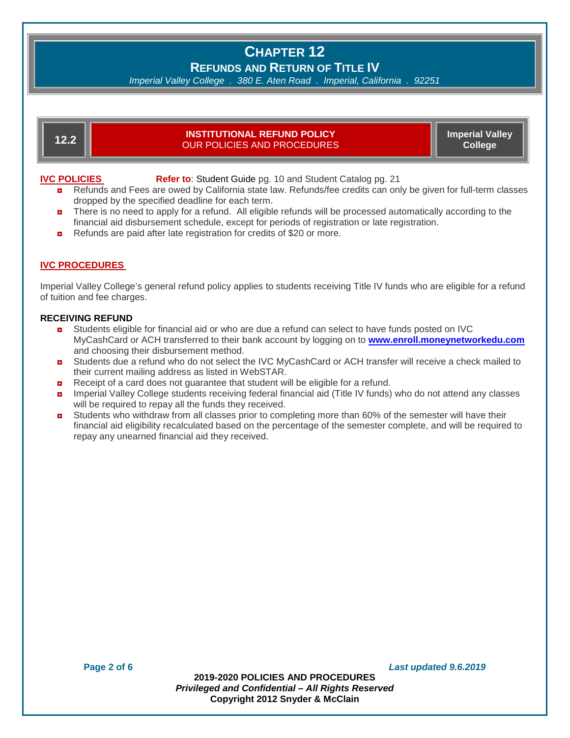# CHAPTER 12

## REFUNDS AND RETURN OF TITLE IV

*Imperial Valley College . 380 E. Aten Road . Imperial, California . 92251*

## 12.2 INSTITUTIONAL REFUND POLICY — OUR POLICIES AND PROCEDURES — Imperial Valley College

**IVC POLICIES** **Refer to**: Student Guide pg. 10 and Student Catalog pg. 21

- Refunds and Fees are owed by California state law. Refunds/fee credits can only be given for full-term classes dropped by the specified deadline for each term.
- There is no need to apply for a refund. All eligible refunds will be processed automatically according to the financial aid disbursement schedule, except for periods of registration or late registration.
- Refunds are paid after late registration for credits of $20 or more.

**IVC PROCEDURES**

Imperial Valley College's general refund policy applies to students receiving Title IV funds who are eligible for a refund of tuition and fee charges.

**RECEIVING REFUND**

- Students eligible for financial aid or who are due a refund can select to have funds posted on IVC MyCashCard or ACH transferred to their bank account by logging on to **www.enroll.moneynetworkedu.com** and choosing their disbursement method.
- Students due a refund who do not select the IVC MyCashCard or ACH transfer will receive a check mailed to their current mailing address as listed in WebSTAR.
- Receipt of a card does not guarantee that student will be eligible for a refund.
- Imperial Valley College students receiving federal financial aid (Title IV funds) who do not attend any classes will be required to repay all the funds they received.
- Students who withdraw from all classes prior to completing more than 60% of the semester will have their financial aid eligibility recalculated based on the percentage of the semester complete, and will be required to repay any unearned financial aid they received.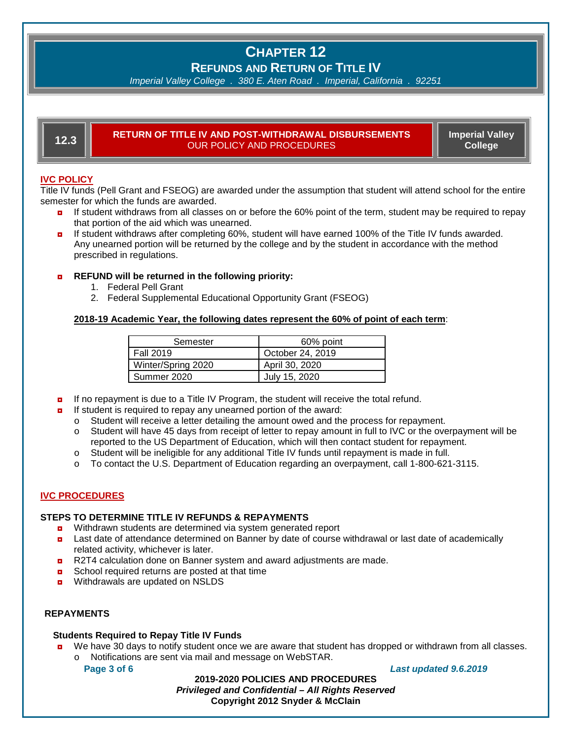# Chapter 12

## Refunds and Return of Title IV

*Imperial Valley College . 380 E. Aten Road . Imperial, California . 92251*

### 12.3 RETURN OF TITLE IV AND POST-WITHDRAWAL DISBURSEMENTS — OUR POLICY AND PROCEDURES — Imperial Valley College

**IVC POLICY**

Title IV funds (Pell Grant and FSEOG) are awarded under the assumption that student will attend school for the entire semester for which the funds are awarded.

- If student withdraws from all classes on or before the 60% point of the term, student may be required to repay that portion of the aid which was unearned.
- If student withdraws after completing 60%, student will have earned 100% of the Title IV funds awarded. Any unearned portion will be returned by the college and by the student in accordance with the method prescribed in regulations.

- **REFUND will be returned in the following priority:**
  1. Federal Pell Grant
  2. Federal Supplemental Educational Opportunity Grant (FSEOG)

**2018-19 Academic Year, the following dates represent the 60% of point of each term**:

| Semester | 60% point |
|---|---|
| Fall 2019 | October 24, 2019 |
| Winter/Spring 2020 | April 30, 2020 |
| Summer 2020 | July 15, 2020 |

- If no repayment is due to a Title IV Program, the student will receive the total refund.
- If student is required to repay any unearned portion of the award:
  - Student will receive a letter detailing the amount owed and the process for repayment.
  - Student will have 45 days from receipt of letter to repay amount in full to IVC or the overpayment will be reported to the US Department of Education, which will then contact student for repayment.
  - Student will be ineligible for any additional Title IV funds until repayment is made in full.
  - To contact the U.S. Department of Education regarding an overpayment, call 1-800-621-3115.

**IVC PROCEDURES**

**STEPS TO DETERMINE TITLE IV REFUNDS & REPAYMENTS**

- Withdrawn students are determined via system generated report
- Last date of attendance determined on Banner by date of course withdrawal or last date of academically related activity, whichever is later.
- R2T4 calculation done on Banner system and award adjustments are made.
- School required returns are posted at that time
- Withdrawals are updated on NSLDS

**REPAYMENTS**

**Students Required to Repay Title IV Funds**

- We have 30 days to notify student once we are aware that student has dropped or withdrawn from all classes.
  - Notifications are sent via mail and message on WebSTAR.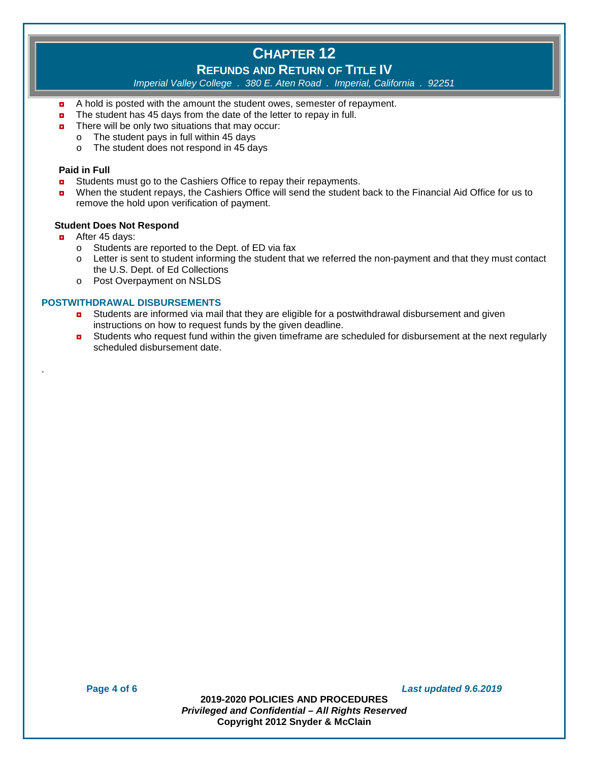- A hold is posted with the amount the student owes, semester of repayment.
- The student has 45 days from the date of the letter to repay in full.
- There will be only two situations that may occur:
  - The student pays in full within 45 days
  - The student does not respond in 45 days

**Paid in Full**

- Students must go to the Cashiers Office to repay their repayments.
- When the student repays, the Cashiers Office will send the student back to the Financial Aid Office for us to remove the hold upon verification of payment.

**Student Does Not Respond**

- After 45 days:
  - Students are reported to the Dept. of ED via fax
  - Letter is sent to student informing the student that we referred the non-payment and that they must contact the U.S. Dept. of Ed Collections
  - Post Overpayment on NSLDS

### POSTWITHDRAWAL DISBURSEMENTS

- Students are informed via mail that they are eligible for a postwithdrawal disbursement and given instructions on how to request funds by the given deadline.
- Students who request fund within the given timeframe are scheduled for disbursement at the next regularly scheduled disbursement date.

.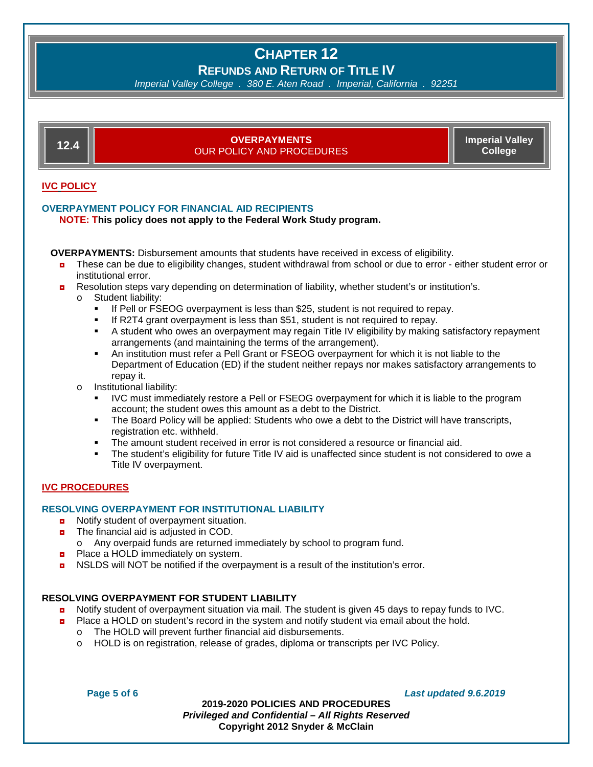# CHAPTER 12

## REFUNDS AND RETURN OF TITLE IV

*Imperial Valley College . 380 E. Aten Road . Imperial, California . 92251*

## 12.4 OVERPAYMENTS — OUR POLICY AND PROCEDURES — Imperial Valley College

### IVC POLICY

#### OVERPAYMENT POLICY FOR FINANCIAL AID RECIPIENTS

**NOTE: This policy does not apply to the Federal Work Study program.**

**OVERPAYMENTS:** Disbursement amounts that students have received in excess of eligibility.

- These can be due to eligibility changes, student withdrawal from school or due to error - either student error or institutional error.
- Resolution steps vary depending on determination of liability, whether student's or institution's.
  - Student liability:
    - If Pell or FSEOG overpayment is less than $25, student is not required to repay.
    - If R2T4 grant overpayment is less than $51, student is not required to repay.
    - A student who owes an overpayment may regain Title IV eligibility by making satisfactory repayment arrangements (and maintaining the terms of the arrangement).
    - An institution must refer a Pell Grant or FSEOG overpayment for which it is not liable to the Department of Education (ED) if the student neither repays nor makes satisfactory arrangements to repay it.
  - Institutional liability:
    - IVC must immediately restore a Pell or FSEOG overpayment for which it is liable to the program account; the student owes this amount as a debt to the District.
    - The Board Policy will be applied: Students who owe a debt to the District will have transcripts, registration etc. withheld.
    - The amount student received in error is not considered a resource or financial aid.
    - The student's eligibility for future Title IV aid is unaffected since student is not considered to owe a Title IV overpayment.

### IVC PROCEDURES

#### RESOLVING OVERPAYMENT FOR INSTITUTIONAL LIABILITY

- Notify student of overpayment situation.
- The financial aid is adjusted in COD.
  - Any overpaid funds are returned immediately by school to program fund.
- Place a HOLD immediately on system.
- NSLDS will NOT be notified if the overpayment is a result of the institution's error.

#### RESOLVING OVERPAYMENT FOR STUDENT LIABILITY

- Notify student of overpayment situation via mail. The student is given 45 days to repay funds to IVC.
- Place a HOLD on student's record in the system and notify student via email about the hold.
  - The HOLD will prevent further financial aid disbursements.
  - HOLD is on registration, release of grades, diploma or transcripts per IVC Policy.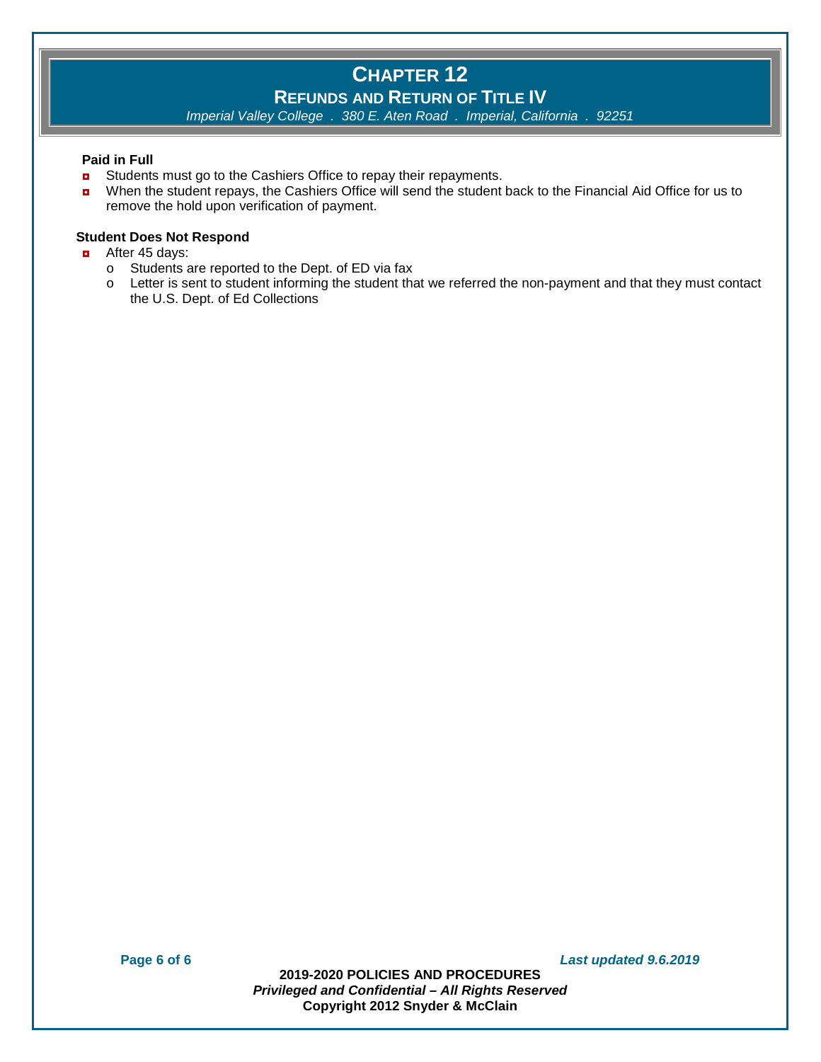**Paid in Full**

- Students must go to the Cashiers Office to repay their repayments.
- When the student repays, the Cashiers Office will send the student back to the Financial Aid Office for us to remove the hold upon verification of payment.

**Student Does Not Respond**

- After 45 days:
  - Students are reported to the Dept. of ED via fax
  - Letter is sent to student informing the student that we referred the non-payment and that they must contact the U.S. Dept. of Ed Collections